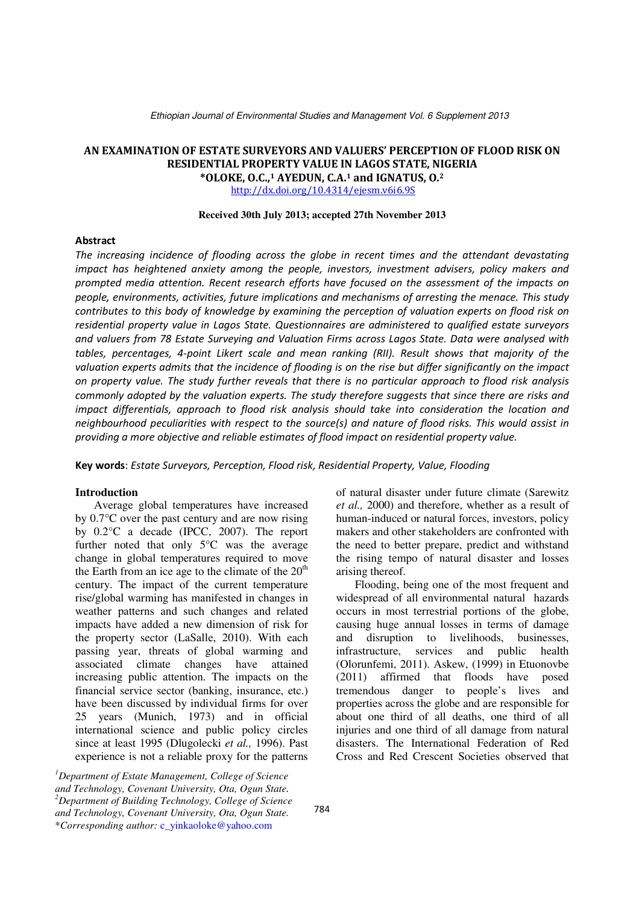# AN EXAMINATION OF ESTATE SURVEYORS AND VALUERS' PERCEPTION OF FLOOD RISK ON RESIDENTIAL PROPERTY VALUE IN LAGOS STATE, NIGERIA

**\*OLOKE, O.C.,[1] AYEDUN, C.A.[1] and IGNATUS, O.[2]**

http://dx.doi.org/10.4314/ejesm.v6i6.9S

**Received 30th July 2013; accepted 27th November 2013**

## Abstract

*The increasing incidence of flooding across the globe in recent times and the attendant devastating impact has heightened anxiety among the people, investors, investment advisers, policy makers and prompted media attention. Recent research efforts have focused on the assessment of the impacts on people, environments, activities, future implications and mechanisms of arresting the menace. This study contributes to this body of knowledge by examining the perception of valuation experts on flood risk on residential property value in Lagos State. Questionnaires are administered to qualified estate surveyors and valuers from 78 Estate Surveying and Valuation Firms across Lagos State. Data were analysed with tables, percentages, 4-point Likert scale and mean ranking (RII). Result shows that majority of the valuation experts admits that the incidence of flooding is on the rise but differ significantly on the impact on property value. The study further reveals that there is no particular approach to flood risk analysis commonly adopted by the valuation experts. The study therefore suggests that since there are risks and impact differentials, approach to flood risk analysis should take into consideration the location and neighbourhood peculiarities with respect to the source(s) and nature of flood risks. This would assist in providing a more objective and reliable estimates of flood impact on residential property value.*

**Key words**: *Estate Surveyors, Perception, Flood risk, Residential Property, Value, Flooding*

## Introduction

Average global temperatures have increased by 0.7°C over the past century and are now rising by 0.2°C a decade (IPCC, 2007). The report further noted that only 5°C was the average change in global temperatures required to move the Earth from an ice age to the climate of the 20th century. The impact of the current temperature rise/global warming has manifested in changes in weather patterns and such changes and related impacts have added a new dimension of risk for the property sector (LaSalle, 2010). With each passing year, threats of global warming and associated climate changes have attained increasing public attention. The impacts on the financial service sector (banking, insurance, etc.) have been discussed by individual firms for over 25 years (Munich, 1973) and in official international science and public policy circles since at least 1995 (Dlugolecki *et al.,* 1996). Past experience is not a reliable proxy for the patterns of natural disaster under future climate (Sarewitz *et al.,* 2000) and therefore, whether as a result of human-induced or natural forces, investors, policy makers and other stakeholders are confronted with the need to better prepare, predict and withstand the rising tempo of natural disaster and losses arising thereof.

Flooding, being one of the most frequent and widespread of all environmental natural hazards occurs in most terrestrial portions of the globe, causing huge annual losses in terms of damage and disruption to livelihoods, businesses, infrastructure, services and public health (Olorunfemi, 2011). Askew, (1999) in Etuonovbe (2011) affirmed that floods have posed tremendous danger to people's lives and properties across the globe and are responsible for about one third of all deaths, one third of all injuries and one third of all damage from natural disasters. The International Federation of Red Cross and Red Crescent Societies observed that

*[1]Department of Estate Management, College of Science and Technology, Covenant University, Ota, Ogun State.*
*[2]Department of Building Technology, College of Science and Technology, Covenant University, Ota, Ogun State.*
*\*Corresponding author:* c_yinkaoloke@yahoo.com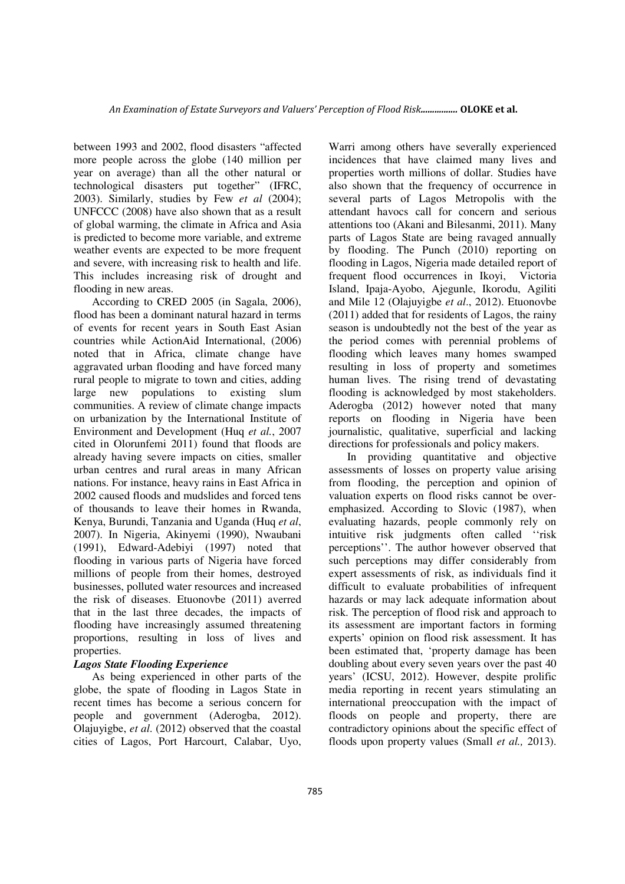between 1993 and 2002, flood disasters "affected more people across the globe (140 million per year on average) than all the other natural or technological disasters put together" (IFRC, 2003). Similarly, studies by Few *et al* (2004); UNFCCC (2008) have also shown that as a result of global warming, the climate in Africa and Asia is predicted to become more variable, and extreme weather events are expected to be more frequent and severe, with increasing risk to health and life. This includes increasing risk of drought and flooding in new areas.

According to CRED 2005 (in Sagala, 2006), flood has been a dominant natural hazard in terms of events for recent years in South East Asian countries while ActionAid International, (2006) noted that in Africa, climate change have aggravated urban flooding and have forced many rural people to migrate to town and cities, adding large new populations to existing slum communities. A review of climate change impacts on urbanization by the International Institute of Environment and Development (Huq *et al.*, 2007 cited in Olorunfemi 2011) found that floods are already having severe impacts on cities, smaller urban centres and rural areas in many African nations. For instance, heavy rains in East Africa in 2002 caused floods and mudslides and forced tens of thousands to leave their homes in Rwanda, Kenya, Burundi, Tanzania and Uganda (Huq *et al*, 2007). In Nigeria, Akinyemi (1990), Nwaubani (1991), Edward-Adebiyi (1997) noted that flooding in various parts of Nigeria have forced millions of people from their homes, destroyed businesses, polluted water resources and increased the risk of diseases. Etuonovbe (2011) averred that in the last three decades, the impacts of flooding have increasingly assumed threatening proportions, resulting in loss of lives and properties.

***Lagos State Flooding Experience***

As being experienced in other parts of the globe, the spate of flooding in Lagos State in recent times has become a serious concern for people and government (Aderogba, 2012). Olajuyigbe, *et al*. (2012) observed that the coastal cities of Lagos, Port Harcourt, Calabar, Uyo, Warri among others have severally experienced incidences that have claimed many lives and properties worth millions of dollar. Studies have also shown that the frequency of occurrence in several parts of Lagos Metropolis with the attendant havocs call for concern and serious attentions too (Akani and Bilesanmi, 2011). Many parts of Lagos State are being ravaged annually by flooding. The Punch (2010) reporting on flooding in Lagos, Nigeria made detailed report of frequent flood occurrences in Ikoyi, Victoria Island, Ipaja-Ayobo, Ajegunle, Ikorodu, Agiliti and Mile 12 (Olajuyigbe *et al*., 2012). Etuonovbe (2011) added that for residents of Lagos, the rainy season is undoubtedly not the best of the year as the period comes with perennial problems of flooding which leaves many homes swamped resulting in loss of property and sometimes human lives. The rising trend of devastating flooding is acknowledged by most stakeholders. Aderogba (2012) however noted that many reports on flooding in Nigeria have been journalistic, qualitative, superficial and lacking directions for professionals and policy makers.

In providing quantitative and objective assessments of losses on property value arising from flooding, the perception and opinion of valuation experts on flood risks cannot be over-emphasized. According to Slovic (1987), when evaluating hazards, people commonly rely on intuitive risk judgments often called ''risk perceptions''. The author however observed that such perceptions may differ considerably from expert assessments of risk, as individuals find it difficult to evaluate probabilities of infrequent hazards or may lack adequate information about risk. The perception of flood risk and approach to its assessment are important factors in forming experts' opinion on flood risk assessment. It has been estimated that, 'property damage has been doubling about every seven years over the past 40 years' (ICSU, 2012). However, despite prolific media reporting in recent years stimulating an international preoccupation with the impact of floods on people and property, there are contradictory opinions about the specific effect of floods upon property values (Small *et al.,* 2013).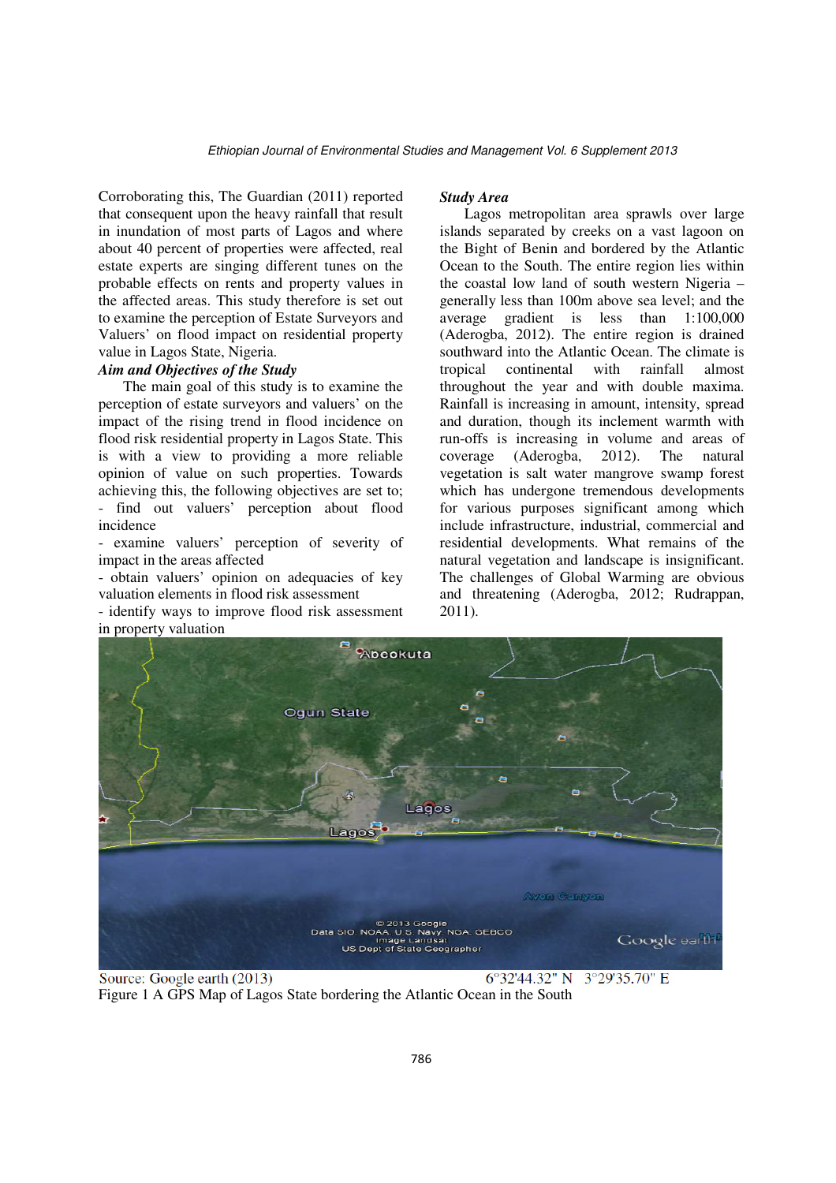Corroborating this, The Guardian (2011) reported that consequent upon the heavy rainfall that result in inundation of most parts of Lagos and where about 40 percent of properties were affected, real estate experts are singing different tunes on the probable effects on rents and property values in the affected areas. This study therefore is set out to examine the perception of Estate Surveyors and Valuers' on flood impact on residential property value in Lagos State, Nigeria.

***Aim and Objectives of the Study***

The main goal of this study is to examine the perception of estate surveyors and valuers' on the impact of the rising trend in flood incidence on flood risk residential property in Lagos State. This is with a view to providing a more reliable opinion of value on such properties. Towards achieving this, the following objectives are set to;

- find out valuers' perception about flood incidence
- examine valuers' perception of severity of impact in the areas affected
- obtain valuers' opinion on adequacies of key valuation elements in flood risk assessment
- identify ways to improve flood risk assessment in property valuation

***Study Area***

Lagos metropolitan area sprawls over large islands separated by creeks on a vast lagoon on the Bight of Benin and bordered by the Atlantic Ocean to the South. The entire region lies within the coastal low land of south western Nigeria – generally less than 100m above sea level; and the average gradient is less than 1:100,000 (Aderogba, 2012). The entire region is drained southward into the Atlantic Ocean. The climate is tropical continental with rainfall almost throughout the year and with double maxima. Rainfall is increasing in amount, intensity, spread and duration, though its inclement warmth with run-offs is increasing in volume and areas of coverage (Aderogba, 2012). The natural vegetation is salt water mangrove swamp forest which has undergone tremendous developments for various purposes significant among which include infrastructure, industrial, commercial and residential developments. What remains of the natural vegetation and landscape is insignificant. The challenges of Global Warming are obvious and threatening (Aderogba, 2012; Rudrappan, 2011).

Source: Google earth (2013) 6°32'44.32" N 3°29'35.70" E

Figure 1 A GPS Map of Lagos State bordering the Atlantic Ocean in the South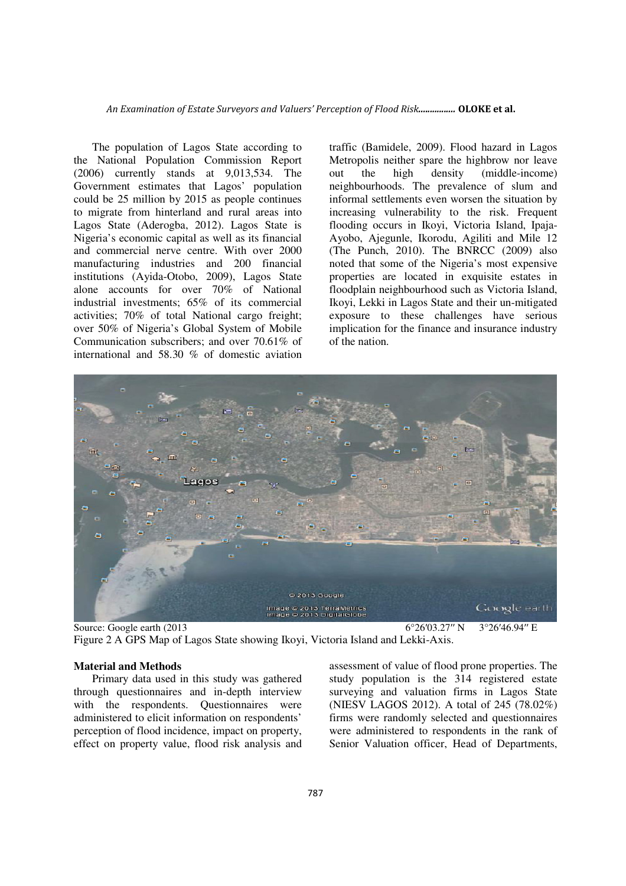The population of Lagos State according to the National Population Commission Report (2006) currently stands at 9,013,534. The Government estimates that Lagos' population could be 25 million by 2015 as people continues to migrate from hinterland and rural areas into Lagos State (Aderogba, 2012). Lagos State is Nigeria's economic capital as well as its financial and commercial nerve centre. With over 2000 manufacturing industries and 200 financial institutions (Ayida-Otobo, 2009), Lagos State alone accounts for over 70% of National industrial investments; 65% of its commercial activities; 70% of total National cargo freight; over 50% of Nigeria's Global System of Mobile Communication subscribers; and over 70.61% of international and 58.30 % of domestic aviation traffic (Bamidele, 2009). Flood hazard in Lagos Metropolis neither spare the highbrow nor leave out the high density (middle-income) neighbourhoods. The prevalence of slum and informal settlements even worsen the situation by increasing vulnerability to the risk. Frequent flooding occurs in Ikoyi, Victoria Island, Ipaja-Ayobo, Ajegunle, Ikorodu, Agiliti and Mile 12 (The Punch, 2010). The BNRCC (2009) also noted that some of the Nigeria's most expensive properties are located in exquisite estates in floodplain neighbourhood such as Victoria Island, Ikoyi, Lekki in Lagos State and their un-mitigated exposure to these challenges have serious implication for the finance and insurance industry of the nation.

Source: Google earth (2013 6°26′03.27″ N 3°26′46.94″ E

Figure 2 A GPS Map of Lagos State showing Ikoyi, Victoria Island and Lekki-Axis.

**Material and Methods**

Primary data used in this study was gathered through questionnaires and in-depth interview with the respondents. Questionnaires were administered to elicit information on respondents' perception of flood incidence, impact on property, effect on property value, flood risk analysis and assessment of value of flood prone properties. The study population is the 314 registered estate surveying and valuation firms in Lagos State (NIESV LAGOS 2012). A total of 245 (78.02%) firms were randomly selected and questionnaires were administered to respondents in the rank of Senior Valuation officer, Head of Departments,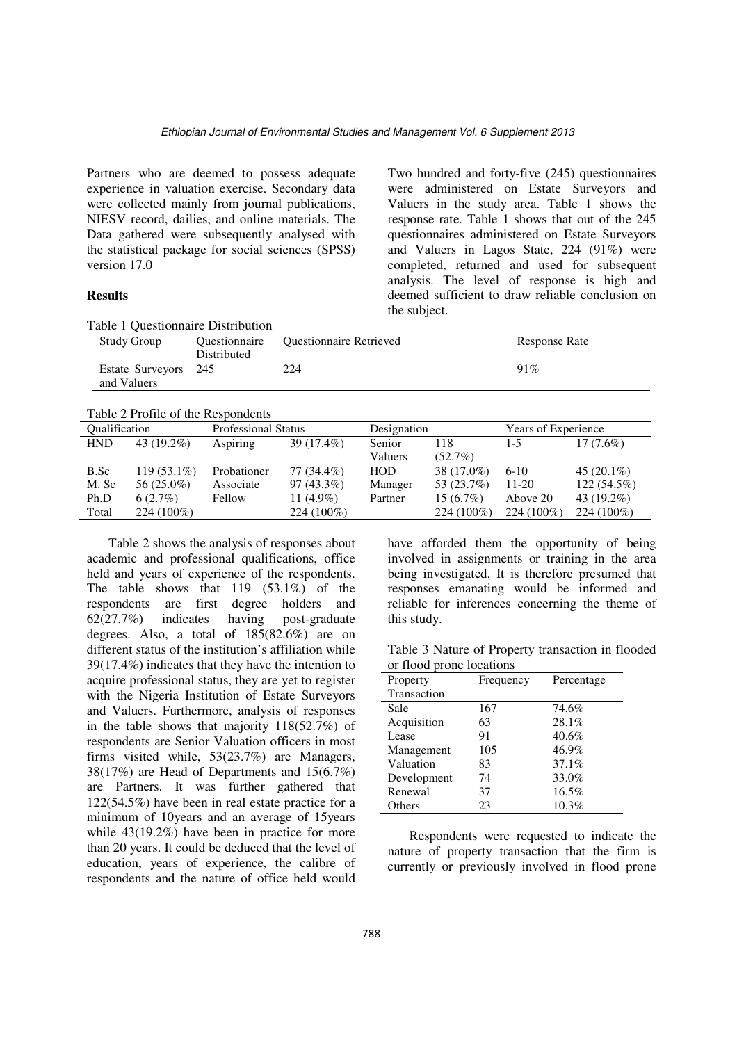Partners who are deemed to possess adequate experience in valuation exercise. Secondary data were collected mainly from journal publications, NIESV record, dailies, and online materials. The Data gathered were subsequently analysed with the statistical package for social sciences (SPSS) version 17.0

## Results

Two hundred and forty-five (245) questionnaires were administered on Estate Surveyors and Valuers in the study area. Table 1 shows the response rate. Table 1 shows that out of the 245 questionnaires administered on Estate Surveyors and Valuers in Lagos State, 224 (91%) were completed, returned and used for subsequent analysis. The level of response is high and deemed sufficient to draw reliable conclusion on the subject.

Table 1 Questionnaire Distribution

| Study Group | Questionnaire Distributed | Questionnaire Retrieved | Response Rate |
|---|---|---|---|
| Estate Surveyors and Valuers | 245 | 224 | 91% |

Table 2 Profile of the Respondents

| Qualification | | Professional Status | | Designation | | Years of Experience | |
|---|---|---|---|---|---|---|---|
| HND | 43 (19.2%) | Aspiring | 39 (17.4%) | Senior Valuers | 118 (52.7%) | 1-5 | 17 (7.6%) |
| B.Sc | 119 (53.1%) | Probationer | 77 (34.4%) | HOD | 38 (17.0%) | 6-10 | 45 (20.1%) |
| M. Sc | 56 (25.0%) | Associate | 97 (43.3%) | Manager | 53 (23.7%) | 11-20 | 122 (54.5%) |
| Ph.D | 6 (2.7%) | Fellow | 11 (4.9%) | Partner | 15 (6.7%) | Above 20 | 43 (19.2%) |
| Total | 224 (100%) | | 224 (100%) | | 224 (100%) | 224 (100%) | 224 (100%) |

Table 2 shows the analysis of responses about academic and professional qualifications, office held and years of experience of the respondents. The table shows that 119 (53.1%) of the respondents are first degree holders and 62(27.7%) indicates having post-graduate degrees. Also, a total of 185(82.6%) are on different status of the institution's affiliation while 39(17.4%) indicates that they have the intention to acquire professional status, they are yet to register with the Nigeria Institution of Estate Surveyors and Valuers. Furthermore, analysis of responses in the table shows that majority 118(52.7%) of respondents are Senior Valuation officers in most firms visited while, 53(23.7%) are Managers, 38(17%) are Head of Departments and 15(6.7%) are Partners. It was further gathered that 122(54.5%) have been in real estate practice for a minimum of 10years and an average of 15years while 43(19.2%) have been in practice for more than 20 years. It could be deduced that the level of education, years of experience, the calibre of respondents and the nature of office held would have afforded them the opportunity of being involved in assignments or training in the area being investigated. It is therefore presumed that responses emanating would be informed and reliable for inferences concerning the theme of this study.

Table 3 Nature of Property transaction in flooded or flood prone locations

| Property Transaction | Frequency | Percentage |
|---|---|---|
| Sale | 167 | 74.6% |
| Acquisition | 63 | 28.1% |
| Lease | 91 | 40.6% |
| Management | 105 | 46.9% |
| Valuation | 83 | 37.1% |
| Development | 74 | 33.0% |
| Renewal | 37 | 16.5% |
| Others | 23 | 10.3% |

Respondents were requested to indicate the nature of property transaction that the firm is currently or previously involved in flood prone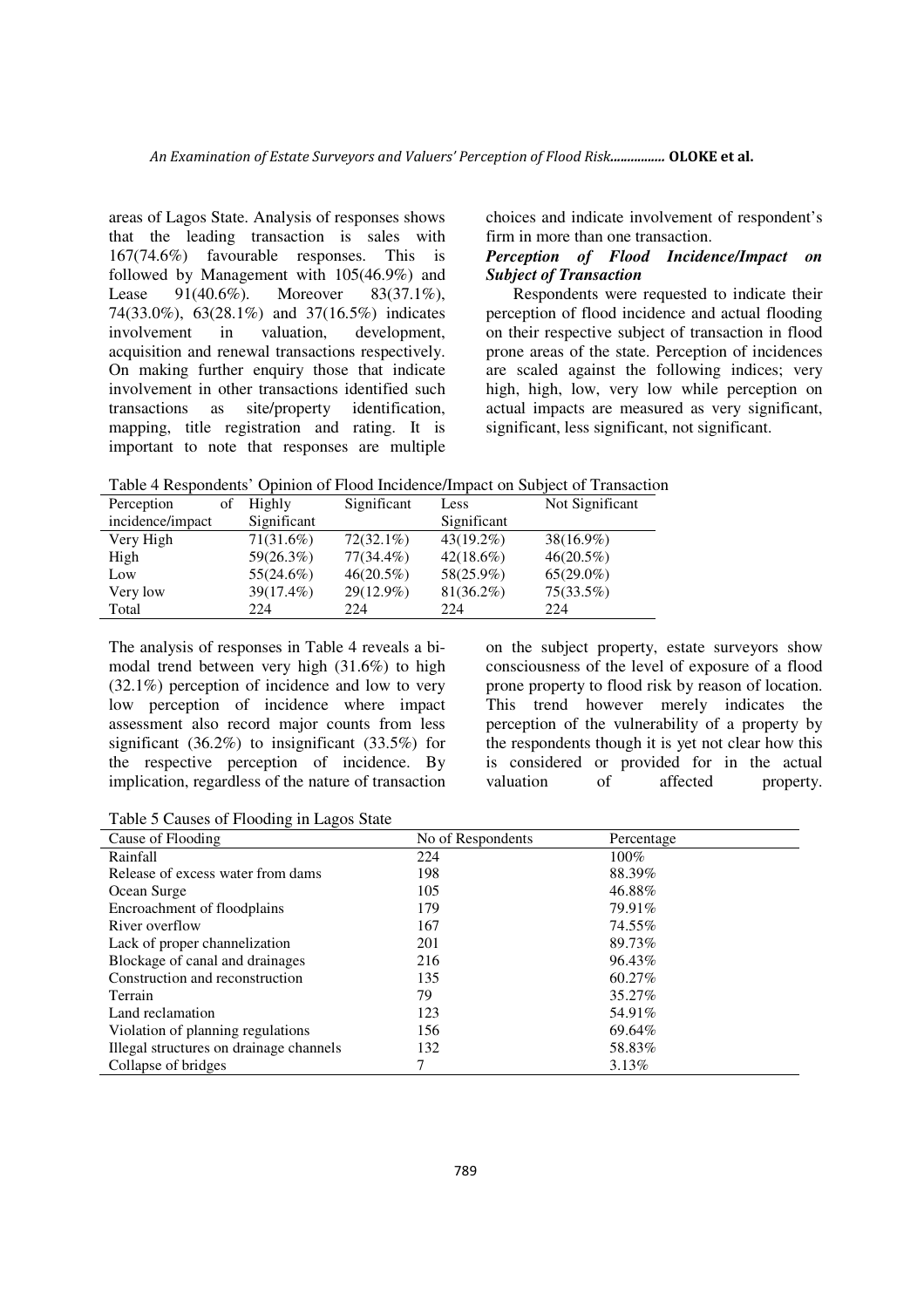areas of Lagos State. Analysis of responses shows that the leading transaction is sales with 167(74.6%) favourable responses. This is followed by Management with 105(46.9%) and Lease 91(40.6%). Moreover 83(37.1%), 74(33.0%), 63(28.1%) and 37(16.5%) indicates involvement in valuation, development, acquisition and renewal transactions respectively. On making further enquiry those that indicate involvement in other transactions identified such transactions as site/property identification, mapping, title registration and rating. It is important to note that responses are multiple choices and indicate involvement of respondent's firm in more than one transaction.

***Perception of Flood Incidence/Impact on Subject of Transaction***

Respondents were requested to indicate their perception of flood incidence and actual flooding on their respective subject of transaction in flood prone areas of the state. Perception of incidences are scaled against the following indices; very high, high, low, very low while perception on actual impacts are measured as very significant, significant, less significant, not significant.

Table 4 Respondents' Opinion of Flood Incidence/Impact on Subject of Transaction

| Perception of incidence/impact | Highly Significant | Significant | Less Significant | Not Significant |
|---|---|---|---|---|
| Very High | 71(31.6%) | 72(32.1%) | 43(19.2%) | 38(16.9%) |
| High | 59(26.3%) | 77(34.4%) | 42(18.6%) | 46(20.5%) |
| Low | 55(24.6%) | 46(20.5%) | 58(25.9%) | 65(29.0%) |
| Very low | 39(17.4%) | 29(12.9%) | 81(36.2%) | 75(33.5%) |
| Total | 224 | 224 | 224 | 224 |

The analysis of responses in Table 4 reveals a bi-modal trend between very high (31.6%) to high (32.1%) perception of incidence and low to very low perception of incidence where impact assessment also record major counts from less significant (36.2%) to insignificant (33.5%) for the respective perception of incidence. By implication, regardless of the nature of transaction on the subject property, estate surveyors show consciousness of the level of exposure of a flood prone property to flood risk by reason of location. This trend however merely indicates the perception of the vulnerability of a property by the respondents though it is yet not clear how this is considered or provided for in the actual valuation of affected property.

Table 5 Causes of Flooding in Lagos State

| Cause of Flooding | No of Respondents | Percentage |
|---|---|---|
| Rainfall | 224 | 100% |
| Release of excess water from dams | 198 | 88.39% |
| Ocean Surge | 105 | 46.88% |
| Encroachment of floodplains | 179 | 79.91% |
| River overflow | 167 | 74.55% |
| Lack of proper channelization | 201 | 89.73% |
| Blockage of canal and drainages | 216 | 96.43% |
| Construction and reconstruction | 135 | 60.27% |
| Terrain | 79 | 35.27% |
| Land reclamation | 123 | 54.91% |
| Violation of planning regulations | 156 | 69.64% |
| Illegal structures on drainage channels | 132 | 58.83% |
| Collapse of bridges | 7 | 3.13% |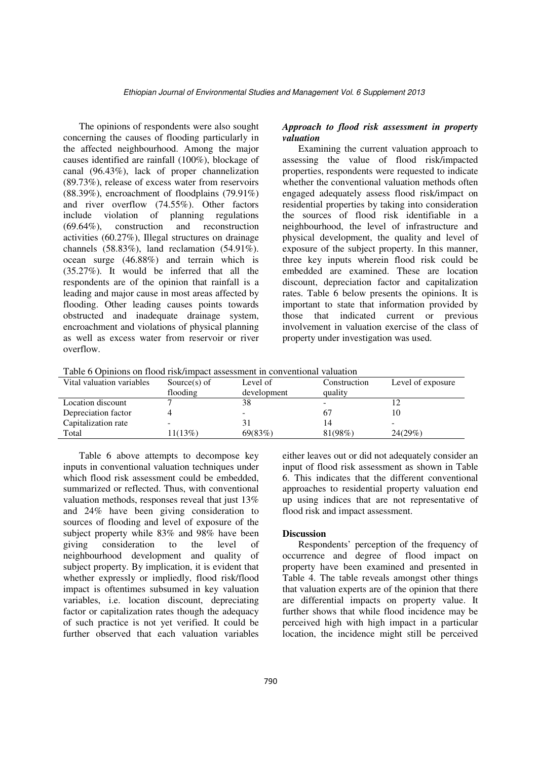The opinions of respondents were also sought concerning the causes of flooding particularly in the affected neighbourhood. Among the major causes identified are rainfall (100%), blockage of canal (96.43%), lack of proper channelization (89.73%), release of excess water from reservoirs (88.39%), encroachment of floodplains (79.91%) and river overflow (74.55%). Other factors include violation of planning regulations (69.64%), construction and reconstruction activities (60.27%), Illegal structures on drainage channels (58.83%), land reclamation (54.91%). ocean surge (46.88%) and terrain which is (35.27%). It would be inferred that all the respondents are of the opinion that rainfall is a leading and major cause in most areas affected by flooding. Other leading causes points towards obstructed and inadequate drainage system, encroachment and violations of physical planning as well as excess water from reservoir or river overflow.

### *Approach to flood risk assessment in property valuation*

Examining the current valuation approach to assessing the value of flood risk/impacted properties, respondents were requested to indicate whether the conventional valuation methods often engaged adequately assess flood risk/impact on residential properties by taking into consideration the sources of flood risk identifiable in a neighbourhood, the level of infrastructure and physical development, the quality and level of exposure of the subject property. In this manner, three key inputs wherein flood risk could be embedded are examined. These are location discount, depreciation factor and capitalization rates. Table 6 below presents the opinions. It is important to state that information provided by those that indicated current or previous involvement in valuation exercise of the class of property under investigation was used.

Table 6 Opinions on flood risk/impact assessment in conventional valuation

| Vital valuation variables | Source(s) of flooding | Level of development | Construction quality | Level of exposure |
|---|---|---|---|---|
| Location discount | 7 | 38 | - | 12 |
| Depreciation factor | 4 | - | 67 | 10 |
| Capitalization rate | - | 31 | 14 | - |
| Total | 11(13%) | 69(83%) | 81(98%) | 24(29%) |

Table 6 above attempts to decompose key inputs in conventional valuation techniques under which flood risk assessment could be embedded, summarized or reflected. Thus, with conventional valuation methods, responses reveal that just 13% and 24% have been giving consideration to sources of flooding and level of exposure of the subject property while 83% and 98% have been giving consideration to the level of neighbourhood development and quality of subject property. By implication, it is evident that whether expressly or impliedly, flood risk/flood impact is oftentimes subsumed in key valuation variables, i.e. location discount, depreciating factor or capitalization rates though the adequacy of such practice is not yet verified. It could be further observed that each valuation variables either leaves out or did not adequately consider an input of flood risk assessment as shown in Table 6. This indicates that the different conventional approaches to residential property valuation end up using indices that are not representative of flood risk and impact assessment.

## Discussion

Respondents' perception of the frequency of occurrence and degree of flood impact on property have been examined and presented in Table 4. The table reveals amongst other things that valuation experts are of the opinion that there are differential impacts on property value. It further shows that while flood incidence may be perceived high with high impact in a particular location, the incidence might still be perceived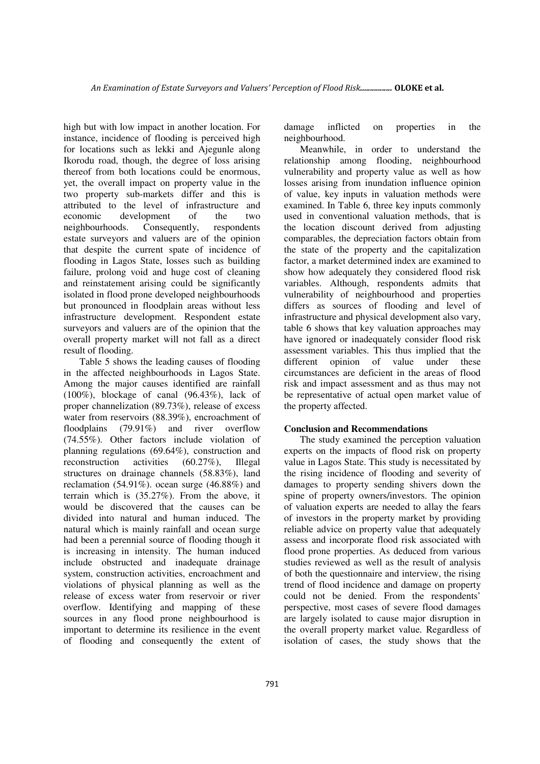high but with low impact in another location. For instance, incidence of flooding is perceived high for locations such as lekki and Ajegunle along Ikorodu road, though, the degree of loss arising thereof from both locations could be enormous, yet, the overall impact on property value in the two property sub-markets differ and this is attributed to the level of infrastructure and economic development of the two neighbourhoods. Consequently, respondents estate surveyors and valuers are of the opinion that despite the current spate of incidence of flooding in Lagos State, losses such as building failure, prolong void and huge cost of cleaning and reinstatement arising could be significantly isolated in flood prone developed neighbourhoods but pronounced in floodplain areas without less infrastructure development. Respondent estate surveyors and valuers are of the opinion that the overall property market will not fall as a direct result of flooding.

Table 5 shows the leading causes of flooding in the affected neighbourhoods in Lagos State. Among the major causes identified are rainfall (100%), blockage of canal (96.43%), lack of proper channelization (89.73%), release of excess water from reservoirs (88.39%), encroachment of floodplains (79.91%) and river overflow (74.55%). Other factors include violation of planning regulations (69.64%), construction and reconstruction activities (60.27%), Illegal structures on drainage channels (58.83%), land reclamation (54.91%). ocean surge (46.88%) and terrain which is (35.27%). From the above, it would be discovered that the causes can be divided into natural and human induced. The natural which is mainly rainfall and ocean surge had been a perennial source of flooding though it is increasing in intensity. The human induced include obstructed and inadequate drainage system, construction activities, encroachment and violations of physical planning as well as the release of excess water from reservoir or river overflow. Identifying and mapping of these sources in any flood prone neighbourhood is important to determine its resilience in the event of flooding and consequently the extent of damage inflicted on properties in the neighbourhood.

Meanwhile, in order to understand the relationship among flooding, neighbourhood vulnerability and property value as well as how losses arising from inundation influence opinion of value, key inputs in valuation methods were examined. In Table 6, three key inputs commonly used in conventional valuation methods, that is the location discount derived from adjusting comparables, the depreciation factors obtain from the state of the property and the capitalization factor, a market determined index are examined to show how adequately they considered flood risk variables. Although, respondents admits that vulnerability of neighbourhood and properties differs as sources of flooding and level of infrastructure and physical development also vary, table 6 shows that key valuation approaches may have ignored or inadequately consider flood risk assessment variables. This thus implied that the different opinion of value under these circumstances are deficient in the areas of flood risk and impact assessment and as thus may not be representative of actual open market value of the property affected.

## Conclusion and Recommendations

The study examined the perception valuation experts on the impacts of flood risk on property value in Lagos State. This study is necessitated by the rising incidence of flooding and severity of damages to property sending shivers down the spine of property owners/investors. The opinion of valuation experts are needed to allay the fears of investors in the property market by providing reliable advice on property value that adequately assess and incorporate flood risk associated with flood prone properties. As deduced from various studies reviewed as well as the result of analysis of both the questionnaire and interview, the rising trend of flood incidence and damage on property could not be denied. From the respondents' perspective, most cases of severe flood damages are largely isolated to cause major disruption in the overall property market value. Regardless of isolation of cases, the study shows that the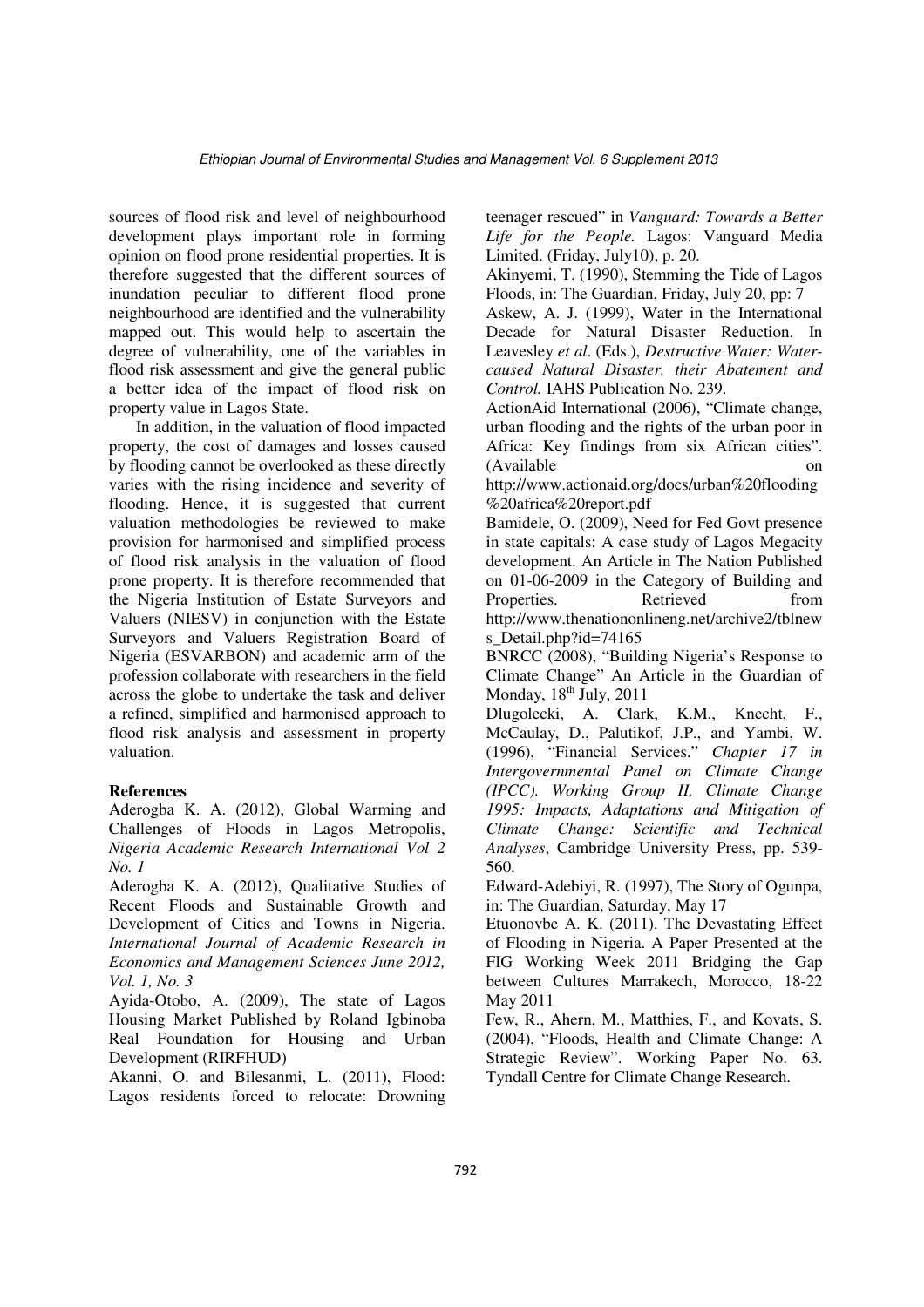sources of flood risk and level of neighbourhood development plays important role in forming opinion on flood prone residential properties. It is therefore suggested that the different sources of inundation peculiar to different flood prone neighbourhood are identified and the vulnerability mapped out. This would help to ascertain the degree of vulnerability, one of the variables in flood risk assessment and give the general public a better idea of the impact of flood risk on property value in Lagos State.

In addition, in the valuation of flood impacted property, the cost of damages and losses caused by flooding cannot be overlooked as these directly varies with the rising incidence and severity of flooding. Hence, it is suggested that current valuation methodologies be reviewed to make provision for harmonised and simplified process of flood risk analysis in the valuation of flood prone property. It is therefore recommended that the Nigeria Institution of Estate Surveyors and Valuers (NIESV) in conjunction with the Estate Surveyors and Valuers Registration Board of Nigeria (ESVARBON) and academic arm of the profession collaborate with researchers in the field across the globe to undertake the task and deliver a refined, simplified and harmonised approach to flood risk analysis and assessment in property valuation.

**References**

Aderogba K. A. (2012), Global Warming and Challenges of Floods in Lagos Metropolis, *Nigeria Academic Research International Vol 2 No. 1*

Aderogba K. A. (2012), Qualitative Studies of Recent Floods and Sustainable Growth and Development of Cities and Towns in Nigeria. *International Journal of Academic Research in Economics and Management Sciences June 2012, Vol. 1, No. 3*

Ayida-Otobo, A. (2009), The state of Lagos Housing Market Published by Roland Igbinoba Real Foundation for Housing and Urban Development (RIRFHUD)

Akanni, O. and Bilesanmi, L. (2011), Flood: Lagos residents forced to relocate: Drowning teenager rescued" in *Vanguard: Towards a Better Life for the People.* Lagos: Vanguard Media Limited. (Friday, July10), p. 20.

Akinyemi, T. (1990), Stemming the Tide of Lagos Floods, in: The Guardian, Friday, July 20, pp: 7

Askew, A. J. (1999), Water in the International Decade for Natural Disaster Reduction. In Leavesley *et al*. (Eds.), *Destructive Water: Water-caused Natural Disaster, their Abatement and Control.* IAHS Publication No. 239.

ActionAid International (2006), "Climate change, urban flooding and the rights of the urban poor in Africa: Key findings from six African cities". (Available on http://www.actionaid.org/docs/urban%20flooding%20africa%20report.pdf

Bamidele, O. (2009), Need for Fed Govt presence in state capitals: A case study of Lagos Megacity development. An Article in The Nation Published on 01-06-2009 in the Category of Building and Properties. Retrieved from http://www.thenationonlineng.net/archive2/tblnews_Detail.php?id=74165

BNRCC (2008), "Building Nigeria's Response to Climate Change" An Article in the Guardian of Monday, 18th July, 2011

Dlugolecki, A. Clark, K.M., Knecht, F., McCaulay, D., Palutikof, J.P., and Yambi, W. (1996), "Financial Services." *Chapter 17 in Intergovernmental Panel on Climate Change (IPCC). Working Group II, Climate Change 1995: Impacts, Adaptations and Mitigation of Climate Change: Scientific and Technical Analyses*, Cambridge University Press, pp. 539-560.

Edward-Adebiyi, R. (1997), The Story of Ogunpa, in: The Guardian, Saturday, May 17

Etuonovbe A. K. (2011). The Devastating Effect of Flooding in Nigeria. A Paper Presented at the FIG Working Week 2011 Bridging the Gap between Cultures Marrakech, Morocco, 18-22 May 2011

Few, R., Ahern, M., Matthies, F., and Kovats, S. (2004), "Floods, Health and Climate Change: A Strategic Review". Working Paper No. 63. Tyndall Centre for Climate Change Research.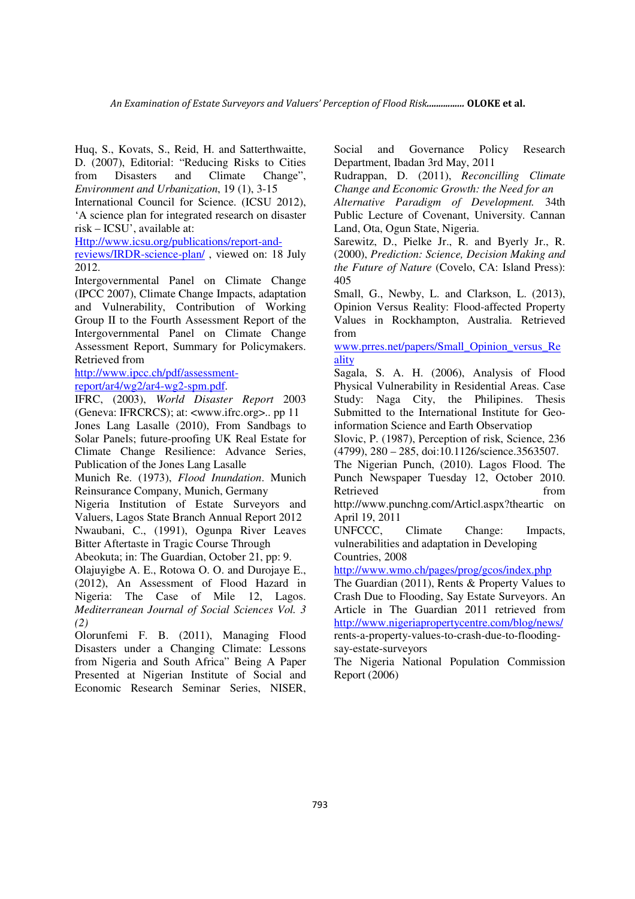Huq, S., Kovats, S., Reid, H. and Satterthwaitte, D. (2007), Editorial: "Reducing Risks to Cities from Disasters and Climate Change", *Environment and Urbanization*, 19 (1), 3-15

International Council for Science. (ICSU 2012), 'A science plan for integrated research on disaster risk – ICSU', available at: Http://www.icsu.org/publications/report-and-reviews/IRDR-science-plan/ , viewed on: 18 July 2012.

Intergovernmental Panel on Climate Change (IPCC 2007), Climate Change Impacts, adaptation and Vulnerability, Contribution of Working Group II to the Fourth Assessment Report of the Intergovernmental Panel on Climate Change Assessment Report, Summary for Policymakers. Retrieved from http://www.ipcc.ch/pdf/assessment-report/ar4/wg2/ar4-wg2-spm.pdf.

IFRC, (2003), *World Disaster Report* 2003 (Geneva: IFRCRCS); at: <www.ifrc.org>.. pp 11

Jones Lang Lasalle (2010), From Sandbags to Solar Panels; future-proofing UK Real Estate for Climate Change Resilience: Advance Series, Publication of the Jones Lang Lasalle

Munich Re. (1973), *Flood Inundation*. Munich Reinsurance Company, Munich, Germany

Nigeria Institution of Estate Surveyors and Valuers, Lagos State Branch Annual Report 2012

Nwaubani, C., (1991), Ogunpa River Leaves Bitter Aftertaste in Tragic Course Through Abeokuta; in: The Guardian, October 21, pp: 9.

Olajuyigbe A. E., Rotowa O. O. and Durojaye E., (2012), An Assessment of Flood Hazard in Nigeria: The Case of Mile 12, Lagos. *Mediterranean Journal of Social Sciences Vol. 3 (2)*

Olorunfemi F. B. (2011), Managing Flood Disasters under a Changing Climate: Lessons from Nigeria and South Africa" Being A Paper Presented at Nigerian Institute of Social and Economic Research Seminar Series, NISER, Social and Governance Policy Research Department, Ibadan 3rd May, 2011

Rudrappan, D. (2011), *Reconcilling Climate Change and Economic Growth: the Need for an Alternative Paradigm of Development.* 34th Public Lecture of Covenant, University. Cannan Land, Ota, Ogun State, Nigeria.

Sarewitz, D., Pielke Jr., R. and Byerly Jr., R. (2000), *Prediction: Science, Decision Making and the Future of Nature* (Covelo, CA: Island Press): 405

Small, G., Newby, L. and Clarkson, L. (2013), Opinion Versus Reality: Flood-affected Property Values in Rockhampton, Australia. Retrieved from www.prres.net/papers/Small_Opinion_versus_Reality

Sagala, S. A. H. (2006), Analysis of Flood Physical Vulnerability in Residential Areas. Case Study: Naga City, the Philipines. Thesis Submitted to the International Institute for Geo-information Science and Earth Observatiop

Slovic, P. (1987), Perception of risk, Science, 236 (4799), 280 – 285, doi:10.1126/science.3563507.

The Nigerian Punch, (2010). Lagos Flood. The Punch Newspaper Tuesday 12, October 2010. Retrieved from http://www.punchng.com/Articl.aspx?theartic on April 19, 2011

UNFCCC, Climate Change: Impacts, vulnerabilities and adaptation in Developing Countries, 2008 http://www.wmo.ch/pages/prog/gcos/index.php

The Guardian (2011), Rents & Property Values to Crash Due to Flooding, Say Estate Surveyors. An Article in The Guardian 2011 retrieved from http://www.nigeriapropertycentre.com/blog/news/rents-a-property-values-to-crash-due-to-flooding-say-estate-surveyors

The Nigeria National Population Commission Report (2006)